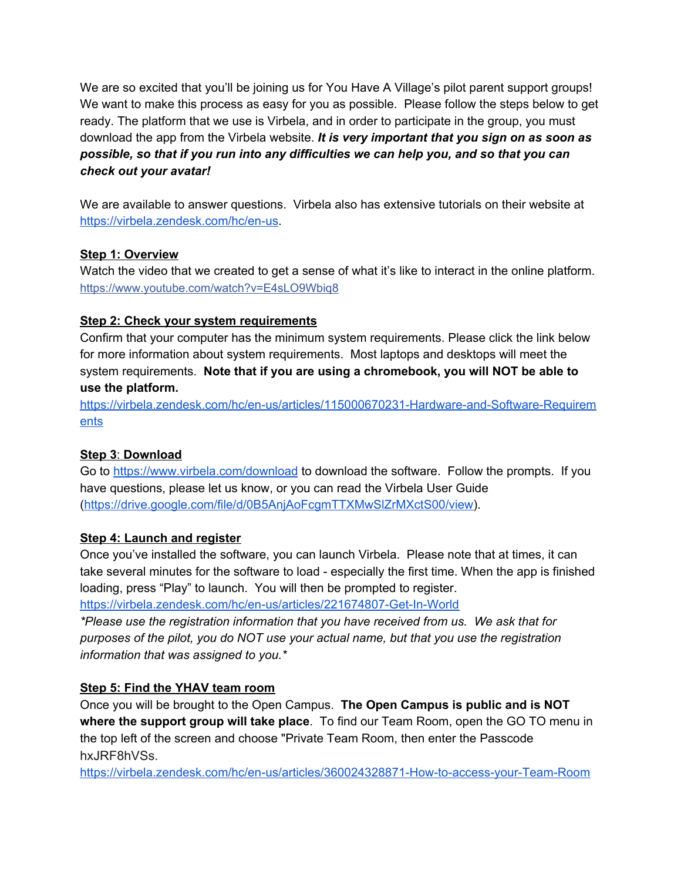We are so excited that you'll be joining us for You Have A Village's pilot parent support groups! We want to make this process as easy for you as possible. Please follow the steps below to get ready. The platform that we use is Virbela, and in order to participate in the group, you must download the app from the Virbela website. ***It is very important that you sign on as soon as possible, so that if you run into any difficulties we can help you, and so that you can check out your avatar!***

We are available to answer questions. Virbela also has extensive tutorials on their website at https://virbela.zendesk.com/hc/en-us.

**Step 1: Overview**

Watch the video that we created to get a sense of what it's like to interact in the online platform.
https://www.youtube.com/watch?v=E4sLO9Wbiq8

**Step 2: Check your system requirements**

Confirm that your computer has the minimum system requirements. Please click the link below for more information about system requirements. Most laptops and desktops will meet the system requirements. **Note that if you are using a chromebook, you will NOT be able to use the platform.**
https://virbela.zendesk.com/hc/en-us/articles/115000670231-Hardware-and-Software-Requirements

**Step 3: Download**

Go to https://www.virbela.com/download to download the software. Follow the prompts. If you have questions, please let us know, or you can read the Virbela User Guide (https://drive.google.com/file/d/0B5AnjAoFcgmTTXMwSlZrMXctS00/view).

**Step 4: Launch and register**

Once you've installed the software, you can launch Virbela. Please note that at times, it can take several minutes for the software to load - especially the first time. When the app is finished loading, press "Play" to launch. You will then be prompted to register.
https://virbela.zendesk.com/hc/en-us/articles/221674807-Get-In-World
**Please use the registration information that you have received from us. We ask that for purposes of the pilot, you do NOT use your actual name, but that you use the registration information that was assigned to you.**

**Step 5: Find the YHAV team room**

Once you will be brought to the Open Campus. **The Open Campus is public and is NOT where the support group will take place**. To find our Team Room, open the GO TO menu in the top left of the screen and choose "Private Team Room, then enter the Passcode hxJRF8hVSs.
https://virbela.zendesk.com/hc/en-us/articles/360024328871-How-to-access-your-Team-Room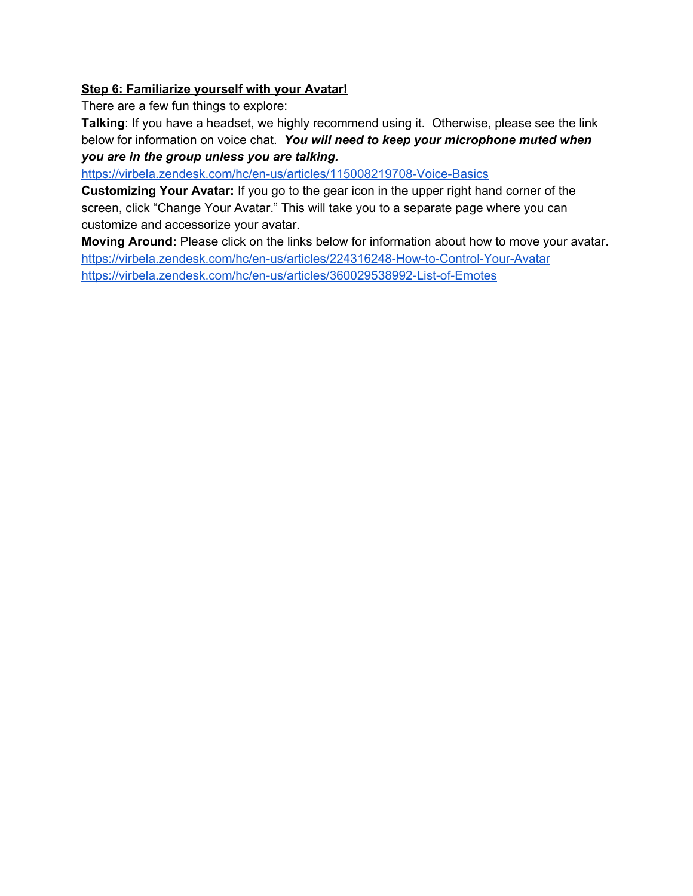**<u>Step 6: Familiarize yourself with your Avatar!</u>**

There are a few fun things to explore:

**Talking**: If you have a headset, we highly recommend using it. Otherwise, please see the link below for information on voice chat. ***You will need to keep your microphone muted when you are in the group unless you are talking.***

https://virbela.zendesk.com/hc/en-us/articles/115008219708-Voice-Basics

**Customizing Your Avatar:** If you go to the gear icon in the upper right hand corner of the screen, click "Change Your Avatar." This will take you to a separate page where you can customize and accessorize your avatar.

**Moving Around:** Please click on the links below for information about how to move your avatar.

https://virbela.zendesk.com/hc/en-us/articles/224316248-How-to-Control-Your-Avatar

https://virbela.zendesk.com/hc/en-us/articles/360029538992-List-of-Emotes